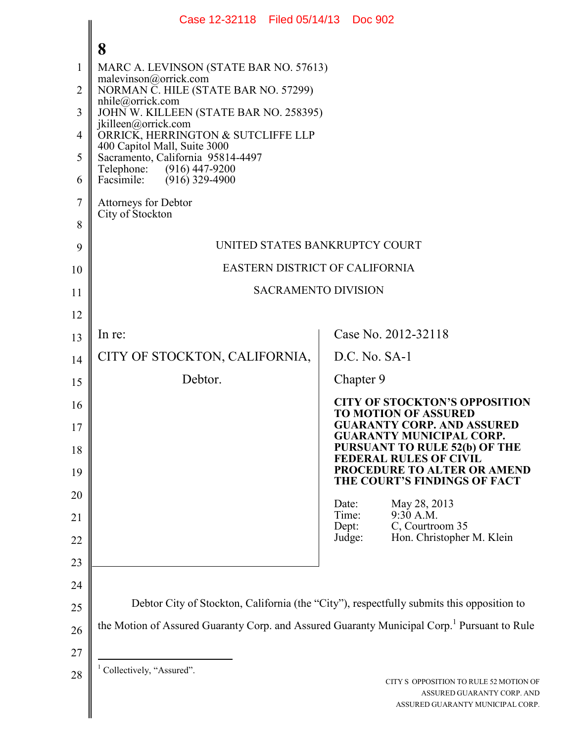Case 12-32118 Filed 05/14/13 Doc 902

**8**

MARC A. LEVINSON (STATE BAR NO. 57613)
malevinson@orrick.com
NORMAN C. HILE (STATE BAR NO. 57299)
nhile@orrick.com
JOHN W. KILLEEN (STATE BAR NO. 258395)
jkilleen@orrick.com
ORRICK, HERRINGTON & SUTCLIFFE LLP
400 Capitol Mall, Suite 3000
Sacramento, California 95814-4497
Telephone: (916) 447-9200
Facsimile: (916) 329-4900

Attorneys for Debtor
City of Stockton

UNITED STATES BANKRUPTCY COURT

EASTERN DISTRICT OF CALIFORNIA

SACRAMENTO DIVISION

| | |
|---|---|
| In re:<br><br>CITY OF STOCKTON, CALIFORNIA,<br><br>Debtor. | Case No. 2012-32118<br><br>D.C. No. SA-1<br><br>Chapter 9<br><br>**CITY OF STOCKTON'S OPPOSITION TO MOTION OF ASSURED GUARANTY CORP. AND ASSURED GUARANTY MUNICIPAL CORP. PURSUANT TO RULE 52(b) OF THE FEDERAL RULES OF CIVIL PROCEDURE TO ALTER OR AMEND THE COURT'S FINDINGS OF FACT**<br><br>Date: May 28, 2013<br>Time: 9:30 A.M.<br>Dept: C, Courtroom 35<br>Judge: Hon. Christopher M. Klein |

Debtor City of Stockton, California (the "City"), respectfully submits this opposition to the Motion of Assured Guaranty Corp. and Assured Guaranty Municipal Corp.[1] Pursuant to Rule

[1] Collectively, "Assured".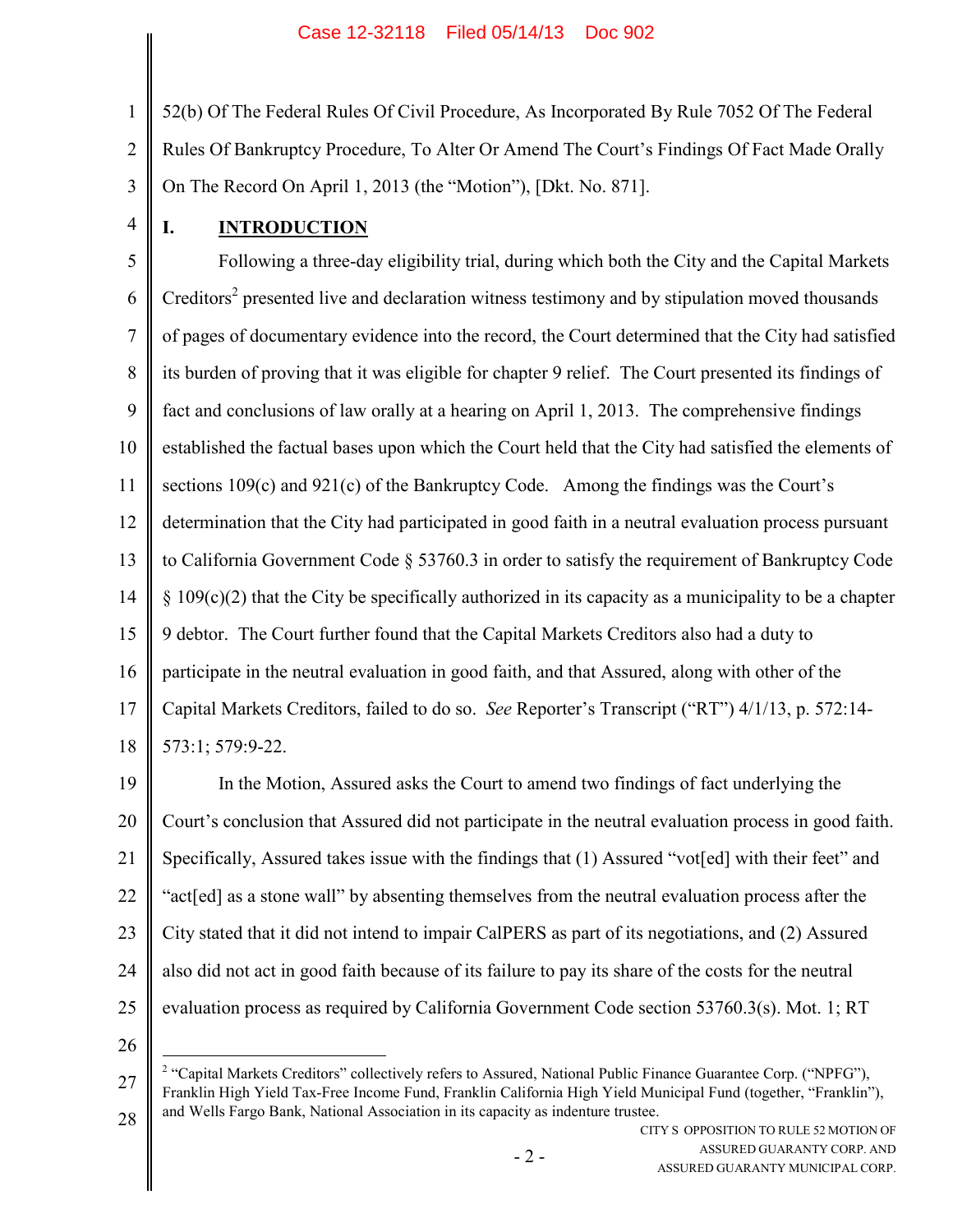52(b) Of The Federal Rules Of Civil Procedure, As Incorporated By Rule 7052 Of The Federal Rules Of Bankruptcy Procedure, To Alter Or Amend The Court's Findings Of Fact Made Orally On The Record On April 1, 2013 (the "Motion"), [Dkt. No. 871].

## I. INTRODUCTION

Following a three-day eligibility trial, during which both the City and the Capital Markets Creditors[2] presented live and declaration witness testimony and by stipulation moved thousands of pages of documentary evidence into the record, the Court determined that the City had satisfied its burden of proving that it was eligible for chapter 9 relief. The Court presented its findings of fact and conclusions of law orally at a hearing on April 1, 2013. The comprehensive findings established the factual bases upon which the Court held that the City had satisfied the elements of sections 109(c) and 921(c) of the Bankruptcy Code. Among the findings was the Court's determination that the City had participated in good faith in a neutral evaluation process pursuant to California Government Code § 53760.3 in order to satisfy the requirement of Bankruptcy Code § 109(c)(2) that the City be specifically authorized in its capacity as a municipality to be a chapter 9 debtor. The Court further found that the Capital Markets Creditors also had a duty to participate in the neutral evaluation in good faith, and that Assured, along with other of the Capital Markets Creditors, failed to do so. *See* Reporter's Transcript ("RT") 4/1/13, p. 572:14-573:1; 579:9-22.

In the Motion, Assured asks the Court to amend two findings of fact underlying the Court's conclusion that Assured did not participate in the neutral evaluation process in good faith. Specifically, Assured takes issue with the findings that (1) Assured "vot[ed] with their feet" and "act[ed] as a stone wall" by absenting themselves from the neutral evaluation process after the City stated that it did not intend to impair CalPERS as part of its negotiations, and (2) Assured also did not act in good faith because of its failure to pay its share of the costs for the neutral evaluation process as required by California Government Code section 53760.3(s). Mot. 1; RT

[2] "Capital Markets Creditors" collectively refers to Assured, National Public Finance Guarantee Corp. ("NPFG"), Franklin High Yield Tax-Free Income Fund, Franklin California High Yield Municipal Fund (together, "Franklin"), and Wells Fargo Bank, National Association in its capacity as indenture trustee.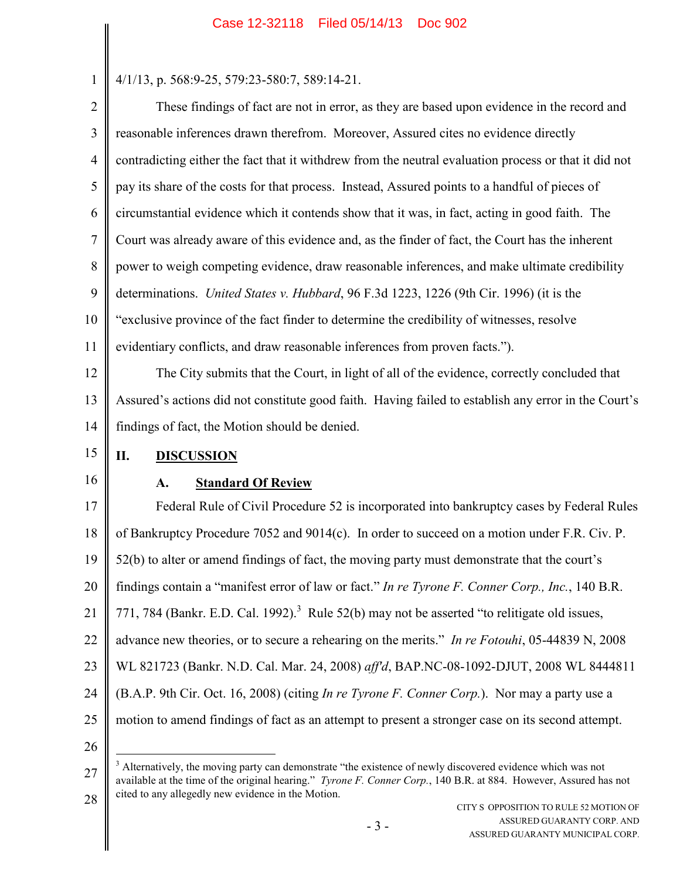4/1/13, p. 568:9-25, 579:23-580:7, 589:14-21.

These findings of fact are not in error, as they are based upon evidence in the record and reasonable inferences drawn therefrom. Moreover, Assured cites no evidence directly contradicting either the fact that it withdrew from the neutral evaluation process or that it did not pay its share of the costs for that process. Instead, Assured points to a handful of pieces of circumstantial evidence which it contends show that it was, in fact, acting in good faith. The Court was already aware of this evidence and, as the finder of fact, the Court has the inherent power to weigh competing evidence, draw reasonable inferences, and make ultimate credibility determinations. *United States v. Hubbard*, 96 F.3d 1223, 1226 (9th Cir. 1996) (it is the "exclusive province of the fact finder to determine the credibility of witnesses, resolve evidentiary conflicts, and draw reasonable inferences from proven facts.").

The City submits that the Court, in light of all of the evidence, correctly concluded that Assured's actions did not constitute good faith. Having failed to establish any error in the Court's findings of fact, the Motion should be denied.

## II. DISCUSSION

### A. Standard Of Review

Federal Rule of Civil Procedure 52 is incorporated into bankruptcy cases by Federal Rules of Bankruptcy Procedure 7052 and 9014(c). In order to succeed on a motion under F.R. Civ. P. 52(b) to alter or amend findings of fact, the moving party must demonstrate that the court's findings contain a "manifest error of law or fact." *In re Tyrone F. Conner Corp., Inc.*, 140 B.R. 771, 784 (Bankr. E.D. Cal. 1992).[3] Rule 52(b) may not be asserted "to relitigate old issues, advance new theories, or to secure a rehearing on the merits." *In re Fotouhi*, 05-44839 N, 2008 WL 821723 (Bankr. N.D. Cal. Mar. 24, 2008) *aff'd*, BAP.NC-08-1092-DJUT, 2008 WL 8444811 (B.A.P. 9th Cir. Oct. 16, 2008) (citing *In re Tyrone F. Conner Corp.*). Nor may a party use a motion to amend findings of fact as an attempt to present a stronger case on its second attempt.

---

[3] Alternatively, the moving party can demonstrate "the existence of newly discovered evidence which was not available at the time of the original hearing." *Tyrone F. Conner Corp.*, 140 B.R. at 884. However, Assured has not cited to any allegedly new evidence in the Motion.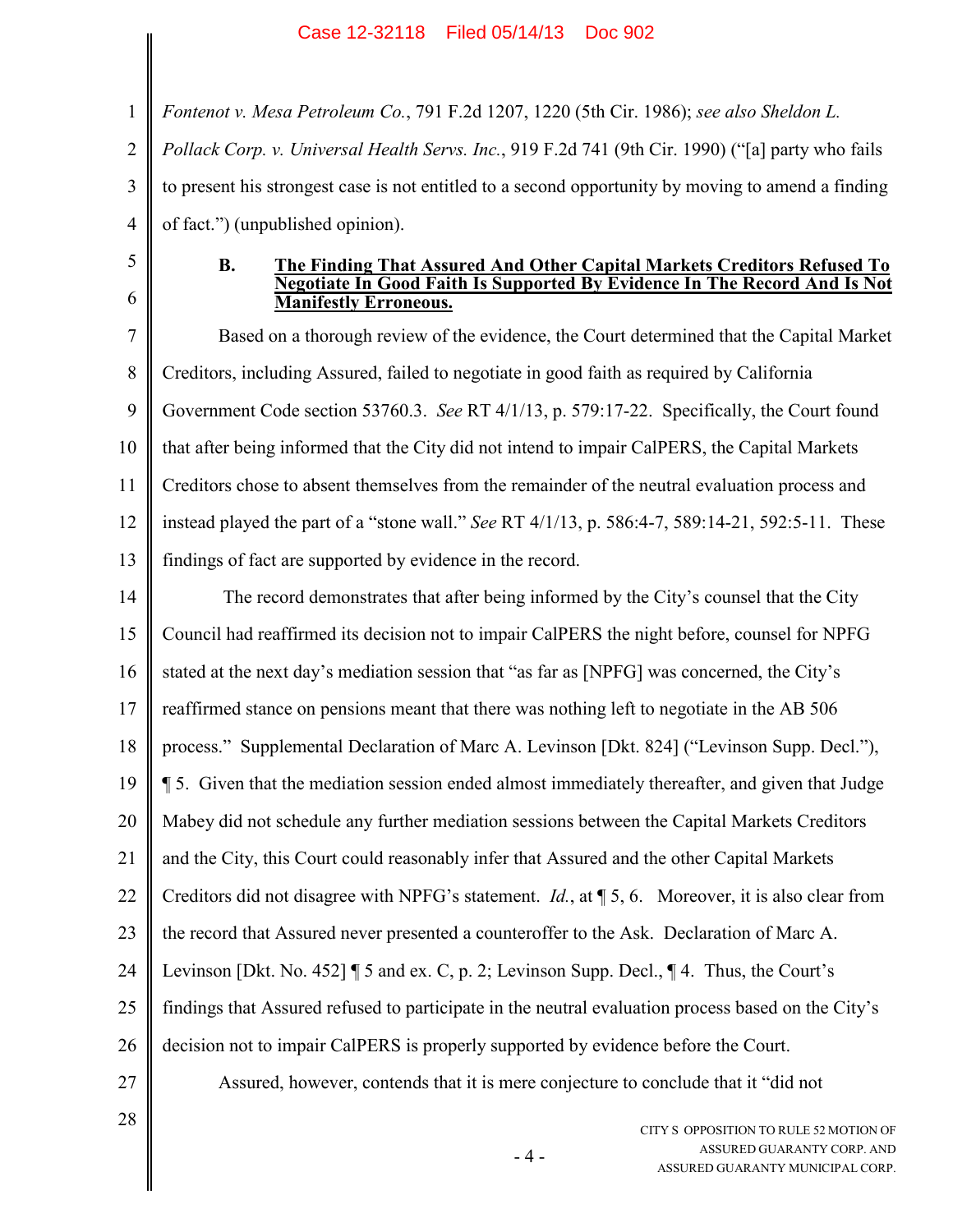*Fontenot v. Mesa Petroleum Co.*, 791 F.2d 1207, 1220 (5th Cir. 1986); *see also Sheldon L. Pollack Corp. v. Universal Health Servs. Inc.*, 919 F.2d 741 (9th Cir. 1990) ("[a] party who fails to present his strongest case is not entitled to a second opportunity by moving to amend a finding of fact.") (unpublished opinion).

### B. <u>The Finding That Assured And Other Capital Markets Creditors Refused To Negotiate In Good Faith Is Supported By Evidence In The Record And Is Not Manifestly Erroneous.</u>

Based on a thorough review of the evidence, the Court determined that the Capital Market Creditors, including Assured, failed to negotiate in good faith as required by California Government Code section 53760.3. *See* RT 4/1/13, p. 579:17-22. Specifically, the Court found that after being informed that the City did not intend to impair CalPERS, the Capital Markets Creditors chose to absent themselves from the remainder of the neutral evaluation process and instead played the part of a "stone wall." *See* RT 4/1/13, p. 586:4-7, 589:14-21, 592:5-11. These findings of fact are supported by evidence in the record.

The record demonstrates that after being informed by the City's counsel that the City Council had reaffirmed its decision not to impair CalPERS the night before, counsel for NPFG stated at the next day's mediation session that "as far as [NPFG] was concerned, the City's reaffirmed stance on pensions meant that there was nothing left to negotiate in the AB 506 process." Supplemental Declaration of Marc A. Levinson [Dkt. 824] ("Levinson Supp. Decl."), ¶ 5. Given that the mediation session ended almost immediately thereafter, and given that Judge Mabey did not schedule any further mediation sessions between the Capital Markets Creditors and the City, this Court could reasonably infer that Assured and the other Capital Markets Creditors did not disagree with NPFG's statement. *Id.*, at ¶ 5, 6. Moreover, it is also clear from the record that Assured never presented a counteroffer to the Ask. Declaration of Marc A. Levinson [Dkt. No. 452] ¶ 5 and ex. C, p. 2; Levinson Supp. Decl., ¶ 4. Thus, the Court's findings that Assured refused to participate in the neutral evaluation process based on the City's decision not to impair CalPERS is properly supported by evidence before the Court.

Assured, however, contends that it is mere conjecture to conclude that it "did not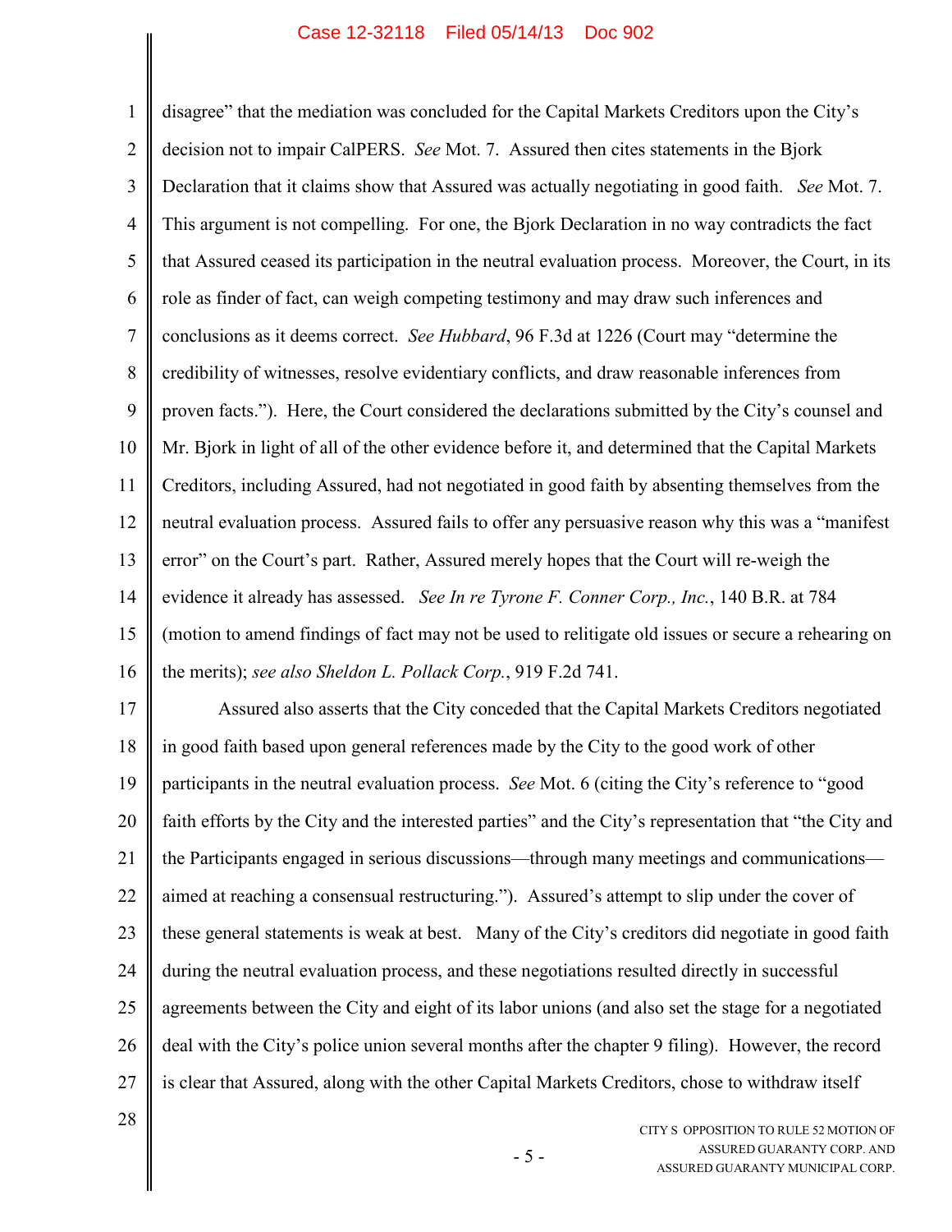disagree" that the mediation was concluded for the Capital Markets Creditors upon the City's decision not to impair CalPERS. *See* Mot. 7. Assured then cites statements in the Bjork Declaration that it claims show that Assured was actually negotiating in good faith. *See* Mot. 7. This argument is not compelling. For one, the Bjork Declaration in no way contradicts the fact that Assured ceased its participation in the neutral evaluation process. Moreover, the Court, in its role as finder of fact, can weigh competing testimony and may draw such inferences and conclusions as it deems correct. *See Hubbard*, 96 F.3d at 1226 (Court may "determine the credibility of witnesses, resolve evidentiary conflicts, and draw reasonable inferences from proven facts."). Here, the Court considered the declarations submitted by the City's counsel and Mr. Bjork in light of all of the other evidence before it, and determined that the Capital Markets Creditors, including Assured, had not negotiated in good faith by absenting themselves from the neutral evaluation process. Assured fails to offer any persuasive reason why this was a "manifest error" on the Court's part. Rather, Assured merely hopes that the Court will re-weigh the evidence it already has assessed. *See In re Tyrone F. Conner Corp., Inc.*, 140 B.R. at 784 (motion to amend findings of fact may not be used to relitigate old issues or secure a rehearing on the merits); *see also Sheldon L. Pollack Corp.*, 919 F.2d 741.

Assured also asserts that the City conceded that the Capital Markets Creditors negotiated in good faith based upon general references made by the City to the good work of other participants in the neutral evaluation process. *See* Mot. 6 (citing the City's reference to "good faith efforts by the City and the interested parties" and the City's representation that "the City and the Participants engaged in serious discussions—through many meetings and communications—aimed at reaching a consensual restructuring."). Assured's attempt to slip under the cover of these general statements is weak at best. Many of the City's creditors did negotiate in good faith during the neutral evaluation process, and these negotiations resulted directly in successful agreements between the City and eight of its labor unions (and also set the stage for a negotiated deal with the City's police union several months after the chapter 9 filing). However, the record is clear that Assured, along with the other Capital Markets Creditors, chose to withdraw itself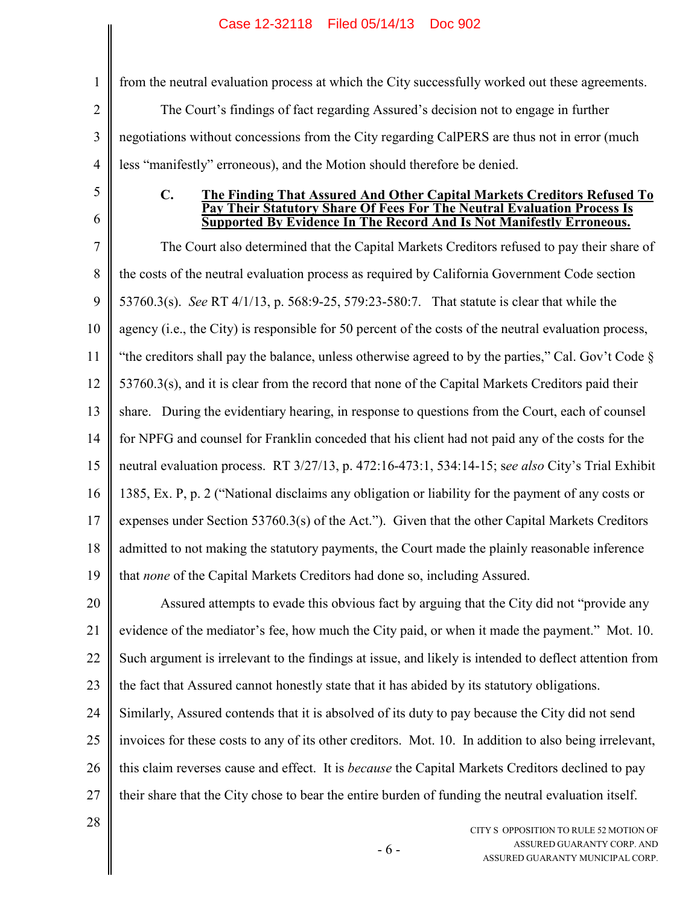from the neutral evaluation process at which the City successfully worked out these agreements.

The Court's findings of fact regarding Assured's decision not to engage in further negotiations without concessions from the City regarding CalPERS are thus not in error (much less "manifestly" erroneous), and the Motion should therefore be denied.

### C. The Finding That Assured And Other Capital Markets Creditors Refused To Pay Their Statutory Share Of Fees For The Neutral Evaluation Process Is Supported By Evidence In The Record And Is Not Manifestly Erroneous.

The Court also determined that the Capital Markets Creditors refused to pay their share of the costs of the neutral evaluation process as required by California Government Code section 53760.3(s). *See* RT 4/1/13, p. 568:9-25, 579:23-580:7. That statute is clear that while the agency (i.e., the City) is responsible for 50 percent of the costs of the neutral evaluation process, "the creditors shall pay the balance, unless otherwise agreed to by the parties," Cal. Gov't Code § 53760.3(s), and it is clear from the record that none of the Capital Markets Creditors paid their share. During the evidentiary hearing, in response to questions from the Court, each of counsel for NPFG and counsel for Franklin conceded that his client had not paid any of the costs for the neutral evaluation process. RT 3/27/13, p. 472:16-473:1, 534:14-15; s*ee also* City's Trial Exhibit 1385, Ex. P, p. 2 ("National disclaims any obligation or liability for the payment of any costs or expenses under Section 53760.3(s) of the Act."). Given that the other Capital Markets Creditors admitted to not making the statutory payments, the Court made the plainly reasonable inference that *none* of the Capital Markets Creditors had done so, including Assured.

Assured attempts to evade this obvious fact by arguing that the City did not "provide any evidence of the mediator's fee, how much the City paid, or when it made the payment." Mot. 10. Such argument is irrelevant to the findings at issue, and likely is intended to deflect attention from the fact that Assured cannot honestly state that it has abided by its statutory obligations. Similarly, Assured contends that it is absolved of its duty to pay because the City did not send invoices for these costs to any of its other creditors. Mot. 10. In addition to also being irrelevant, this claim reverses cause and effect. It is *because* the Capital Markets Creditors declined to pay their share that the City chose to bear the entire burden of funding the neutral evaluation itself.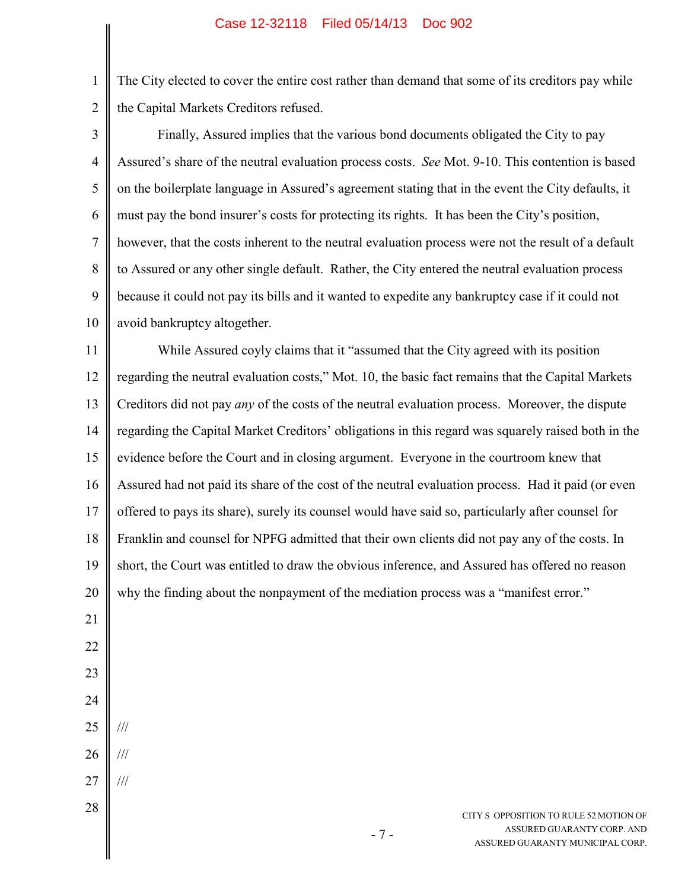The City elected to cover the entire cost rather than demand that some of its creditors pay while the Capital Markets Creditors refused.

Finally, Assured implies that the various bond documents obligated the City to pay Assured's share of the neutral evaluation process costs. *See* Mot. 9-10. This contention is based on the boilerplate language in Assured's agreement stating that in the event the City defaults, it must pay the bond insurer's costs for protecting its rights. It has been the City's position, however, that the costs inherent to the neutral evaluation process were not the result of a default to Assured or any other single default. Rather, the City entered the neutral evaluation process because it could not pay its bills and it wanted to expedite any bankruptcy case if it could not avoid bankruptcy altogether.

While Assured coyly claims that it "assumed that the City agreed with its position regarding the neutral evaluation costs," Mot. 10, the basic fact remains that the Capital Markets Creditors did not pay *any* of the costs of the neutral evaluation process. Moreover, the dispute regarding the Capital Market Creditors' obligations in this regard was squarely raised both in the evidence before the Court and in closing argument. Everyone in the courtroom knew that Assured had not paid its share of the cost of the neutral evaluation process. Had it paid (or even offered to pays its share), surely its counsel would have said so, particularly after counsel for Franklin and counsel for NPFG admitted that their own clients did not pay any of the costs. In short, the Court was entitled to draw the obvious inference, and Assured has offered no reason why the finding about the nonpayment of the mediation process was a "manifest error."

///

///

///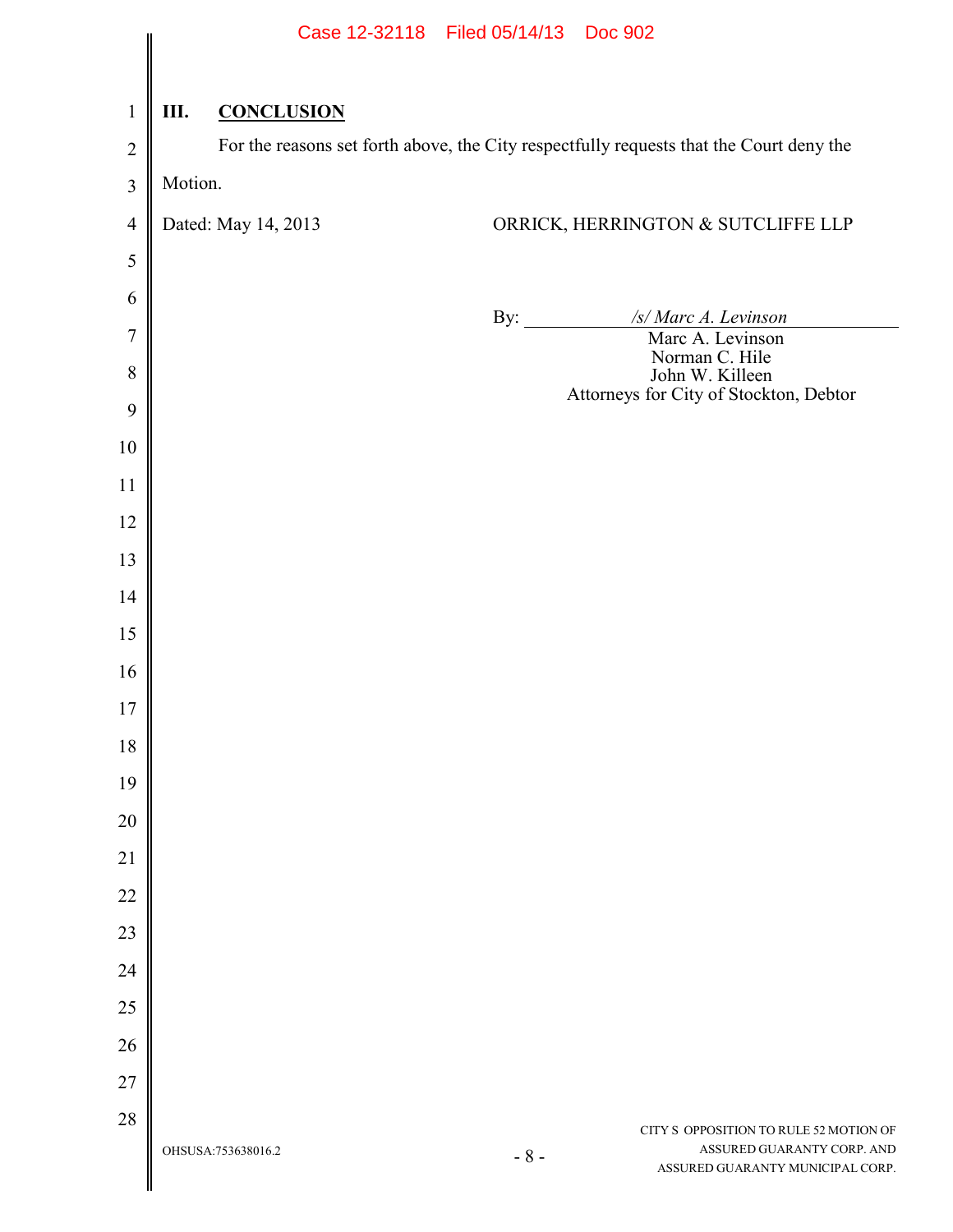## III. CONCLUSION

For the reasons set forth above, the City respectfully requests that the Court deny the Motion.

Dated: May 14, 2013

ORRICK, HERRINGTON & SUTCLIFFE LLP

By: */s/ Marc A. Levinson*

Marc A. Levinson
Norman C. Hile
John W. Killeen
Attorneys for City of Stockton, Debtor